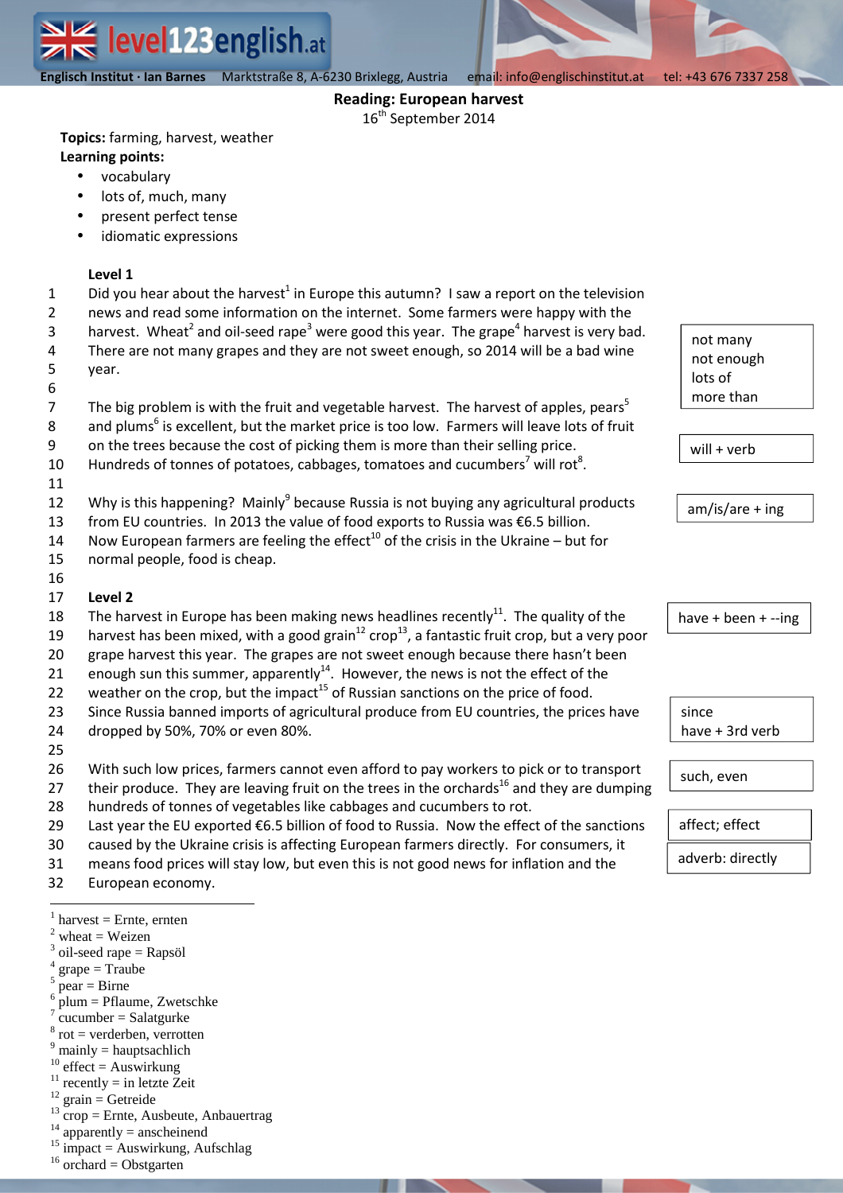**Englisch Institut · Ian Barnes** Marktstraße 8, A-6230 Brixlegg, Austria email: info@englischinstitut.at tel: +43 676 7337 258

## Reading: European harvest

16th September 2014

**Topics:** farming, harvest, weather

**Learning points:**

- vocabulary
- lots of, much, many
- present perfect tense
- idiomatic expressions

### Level 1

Did you hear about the harvest[1] in Europe this autumn? I saw a report on the television news and read some information on the internet. Some farmers were happy with the harvest. Wheat[2] and oil-seed rape[3] were good this year. The grape[4] harvest is very bad. There are not many grapes and they are not sweet enough, so 2014 will be a bad wine year.

> not many / not enough / lots of / more than

The big problem is with the fruit and vegetable harvest. The harvest of apples, pears[5] and plums[6] is excellent, but the market price is too low. Farmers will leave lots of fruit on the trees because the cost of picking them is more than their selling price. Hundreds of tonnes of potatoes, cabbages, tomatoes and cucumbers[7] will rot[8].

> will + verb

Why is this happening? Mainly[9] because Russia is not buying any agricultural products from EU countries. In 2013 the value of food exports to Russia was €6.5 billion. Now European farmers are feeling the effect[10] of the crisis in the Ukraine – but for normal people, food is cheap.

> am/is/are + ing

### Level 2

The harvest in Europe has been making news headlines recently[11]. The quality of the harvest has been mixed, with a good grain[12] crop[13], a fantastic fruit crop, but a very poor grape harvest this year. The grapes are not sweet enough because there hasn't been enough sun this summer, apparently[14]. However, the news is not the effect of the weather on the crop, but the impact[15] of Russian sanctions on the price of food. Since Russia banned imports of agricultural produce from EU countries, the prices have dropped by 50%, 70% or even 80%.

> have + been + --ing

> since / have + 3rd verb

With such low prices, farmers cannot even afford to pay workers to pick or to transport their produce. They are leaving fruit on the trees in the orchards[16] and they are dumping hundreds of tonnes of vegetables like cabbages and cucumbers to rot. Last year the EU exported €6.5 billion of food to Russia. Now the effect of the sanctions caused by the Ukraine crisis is affecting European farmers directly. For consumers, it means food prices will stay low, but even this is not good news for inflation and the European economy.

> such, even

> affect; effect

> adverb: directly

---

[1] harvest = Ernte, ernten
[2] wheat = Weizen
[3] oil-seed rape = Rapsöl
[4] grape = Traube
[5] pear = Birne
[6] plum = Pflaume, Zwetschke
[7] cucumber = Salatgurke
[8] rot = verderben, verrotten
[9] mainly = hauptsachlich
[10] effect = Auswirkung
[11] recently = in letzte Zeit
[12] grain = Getreide
[13] crop = Ernte, Ausbeute, Anbauertrag
[14] apparently = anscheinend
[15] impact = Auswirkung, Aufschlag
[16] orchard = Obstgarten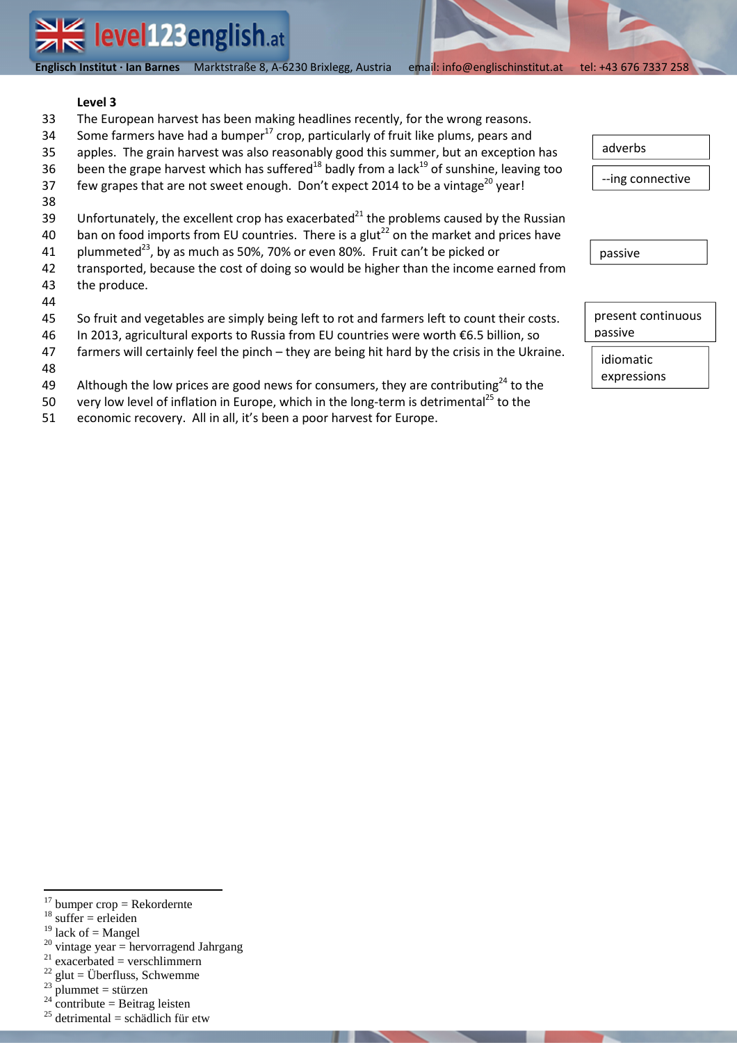**Level 3**

33 The European harvest has been making headlines recently, for the wrong reasons.
34 Some farmers have had a bumper[17] crop, particularly of fruit like plums, pears and
35 apples. The grain harvest was also reasonably good this summer, but an exception has
36 been the grape harvest which has suffered[18] badly from a lack[19] of sunshine, leaving too
37 few grapes that are not sweet enough. Don't expect 2014 to be a vintage[20] year!
38
39 Unfortunately, the excellent crop has exacerbated[21] the problems caused by the Russian
40 ban on food imports from EU countries. There is a glut[22] on the market and prices have
41 plummeted[23], by as much as 50%, 70% or even 80%. Fruit can't be picked or
42 transported, because the cost of doing so would be higher than the income earned from
43 the produce.
44
45 So fruit and vegetables are simply being left to rot and farmers left to count their costs.
46 In 2013, agricultural exports to Russia from EU countries were worth €6.5 billion, so
47 farmers will certainly feel the pinch – they are being hit hard by the crisis in the Ukraine.
48
49 Although the low prices are good news for consumers, they are contributing[24] to the
50 very low level of inflation in Europe, which in the long-term is detrimental[25] to the
51 economic recovery. All in all, it's been a poor harvest for Europe.

adverbs

--ing connective

passive

present continuous passive

idiomatic expressions

---

[17] bumper crop = Rekordernte
[18] suffer = erleiden
[19] lack of = Mangel
[20] vintage year = hervorragend Jahrgang
[21] exacerbated = verschlimmern
[22] glut = Überfluss, Schwemme
[23] plummet = stürzen
[24] contribute = Beitrag leisten
[25] detrimental = schädlich für etw